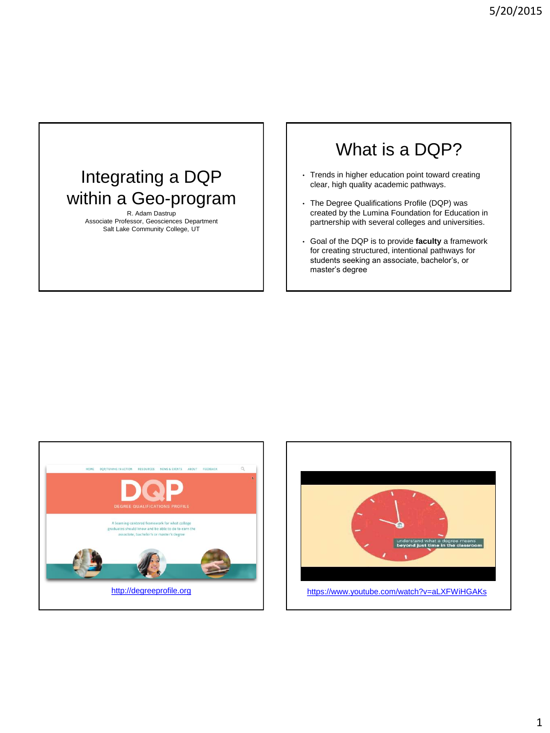# Integrating a DQP within a Geo-program

R. Adam Dastrup
Associate Professor, Geosciences Department
Salt Lake Community College, UT

## What is a DQP?

- Trends in higher education point toward creating clear, high quality academic pathways.
- The Degree Qualifications Profile (DQP) was created by the Lumina Foundation for Education in partnership with several colleges and universities.
- Goal of the DQP is to provide **faculty** a framework for creating structured, intentional pathways for students seeking an associate, bachelor's, or master's degree

http://degreeprofile.org

https://www.youtube.com/watch?v=aLXFWiHGAKs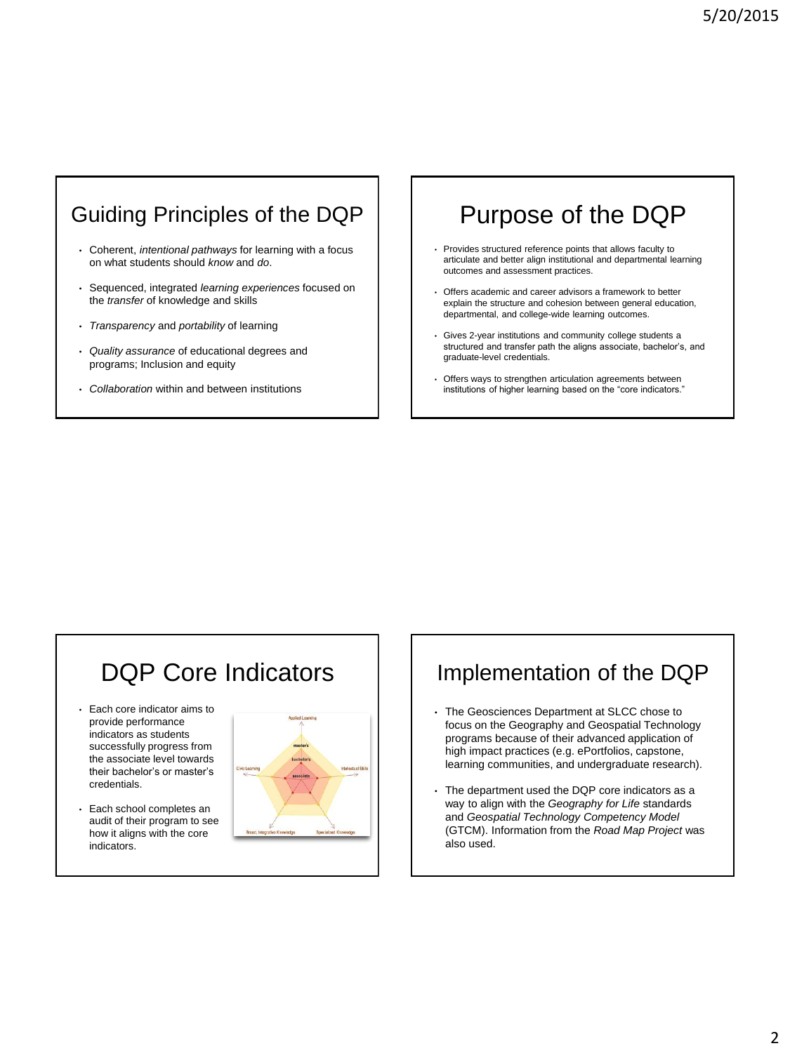## Guiding Principles of the DQP

- Coherent, *intentional pathways* for learning with a focus on what students should *know* and *do*.
- Sequenced, integrated *learning experiences* focused on the *transfer* of knowledge and skills
- *Transparency* and *portability* of learning
- *Quality assurance* of educational degrees and programs; Inclusion and equity
- *Collaboration* within and between institutions

## Purpose of the DQP

- Provides structured reference points that allows faculty to articulate and better align institutional and departmental learning outcomes and assessment practices.
- Offers academic and career advisors a framework to better explain the structure and cohesion between general education, departmental, and college-wide learning outcomes.
- Gives 2-year institutions and community college students a structured and transfer path the aligns associate, bachelor's, and graduate-level credentials.
- Offers ways to strengthen articulation agreements between institutions of higher learning based on the "core indicators."

## DQP Core Indicators

- Each core indicator aims to provide performance indicators as students successfully progress from the associate level towards their bachelor's or master's credentials.
- Each school completes an audit of their program to see how it aligns with the core indicators.

## Implementation of the DQP

- The Geosciences Department at SLCC chose to focus on the Geography and Geospatial Technology programs because of their advanced application of high impact practices (e.g. ePortfolios, capstone, learning communities, and undergraduate research).
- The department used the DQP core indicators as a way to align with the *Geography for Life* standards and *Geospatial Technology Competency Model* (GTCM). Information from the *Road Map Project* was also used.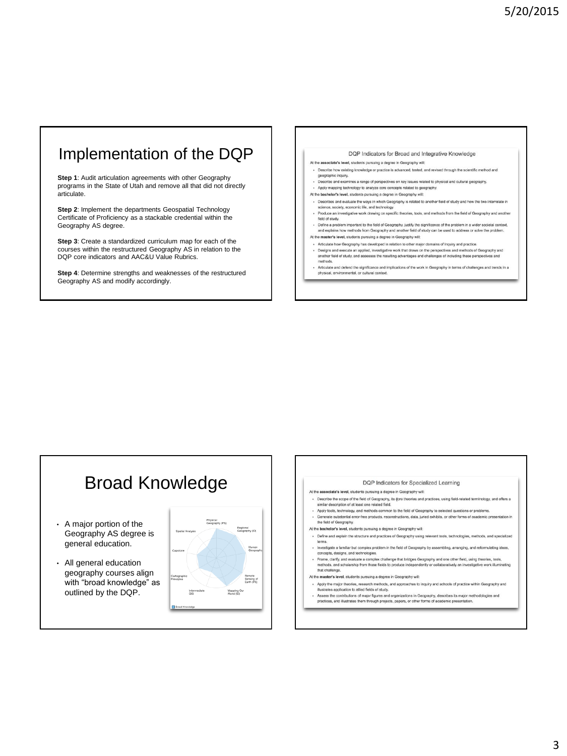# Implementation of the DQP

**Step 1**: Audit articulation agreements with other Geography programs in the State of Utah and remove all that did not directly articulate.

**Step 2**: Implement the departments Geospatial Technology Certificate of Proficiency as a stackable credential within the Geography AS degree.

**Step 3**: Create a standardized curriculum map for each of the courses within the restructured Geography AS in relation to the DQP core indicators and AAC&U Value Rubrics.

**Step 4**: Determine strengths and weaknesses of the restructured Geography AS and modify accordingly.

---

### DQP Indicators for Broad and Integrative Knowledge

At the **associate's level**, students pursuing a degree in Geography will:

- Describe how existing knowledge or practice is advanced, tested, and revised through the scientific method and geographic inquiry.
- Describe and examines a range of perspectives on key issues related to physical and cultural geography.
- Apply mapping technology to analyze core concepts related to geography.

At the **bachelor's level**, students pursuing a degree in Geography will:

- Describes and evaluate the ways in which Geography is related to another field of study and how the two interrelate in science, society, economic life, and technology.
- Produce an investigative work drawing on specific theories, tools, and methods from the field of Geography and another field of study.
- Define a problem important to the field of Geography, justify the significance of the problem in a wider societal context, and explains how methods from Geography and another field of study can be used to address or solve the problem.

At the **master's level**, students pursuing a degree in Geography will:

- Articulate how Geography has developed in relation to other major domains of inquiry and practice.
- Designs and execute an applied, investigative work that draws on the perspectives and methods of Geography and another field of study, and assesses the resulting advantages and challenges of including those perspectives and methods.
- Articulate and defend the significance and implications of the work in Geography in terms of challenges and trends in a physical, environmental, or cultural context.

---

# Broad Knowledge

- A major portion of the Geography AS degree is general education.
- All general education geography courses align with "broad knowledge" as outlined by the DQP.

Physical Geography (PS), Regional Geography (ID), Human Geography, Remote Sensing of Earth (PS), Mapping Our World (ID), Intermediate GIS, Cartographic Principles, Capstone, Spatial Analysis

Broad Knowledge

---

### DQP Indicators for Specialized Learning

At the **associate's level**, students pursuing a degree in Geography will:

- Describe the scope of the field of Geography, its core theories and practices, using field-related terminology, and offers a similar description of at least one related field.
- Apply tools, technology, and methods common to the field of Geography to selected questions or problems.
- Generate substantial error-free products, reconstructions, data, juried exhibits, or other forms of academic presentation in the field of Geography.

At the **bachelor's level**, students pursuing a degree in Geography will:

- Define and explain the structure and practices of Geography using relevant tools, technologies, methods, and specialized terms.
- Investigate a familiar but complex problem in the field of Geography by assembling, arranging, and reformulating ideas, concepts, designs, and technologies.
- Frame, clarify, and evaluate a complex challenge that bridges Geography and one other field, using theories, tools, methods, and scholarship from those fields to produce independently or collaboratively an investigative work illuminating that challenge.

At the **master's level**, students pursuing a degree in Geography will:

- Apply the major theories, research methods, and approaches to inquiry and schools of practice within Geography and illustrates application to allied fields of study.
- Assess the contributions of major figures and organizations in Geography, describes its major methodologies and practices, and illustrates them through projects, papers, or other forms of academic presentation.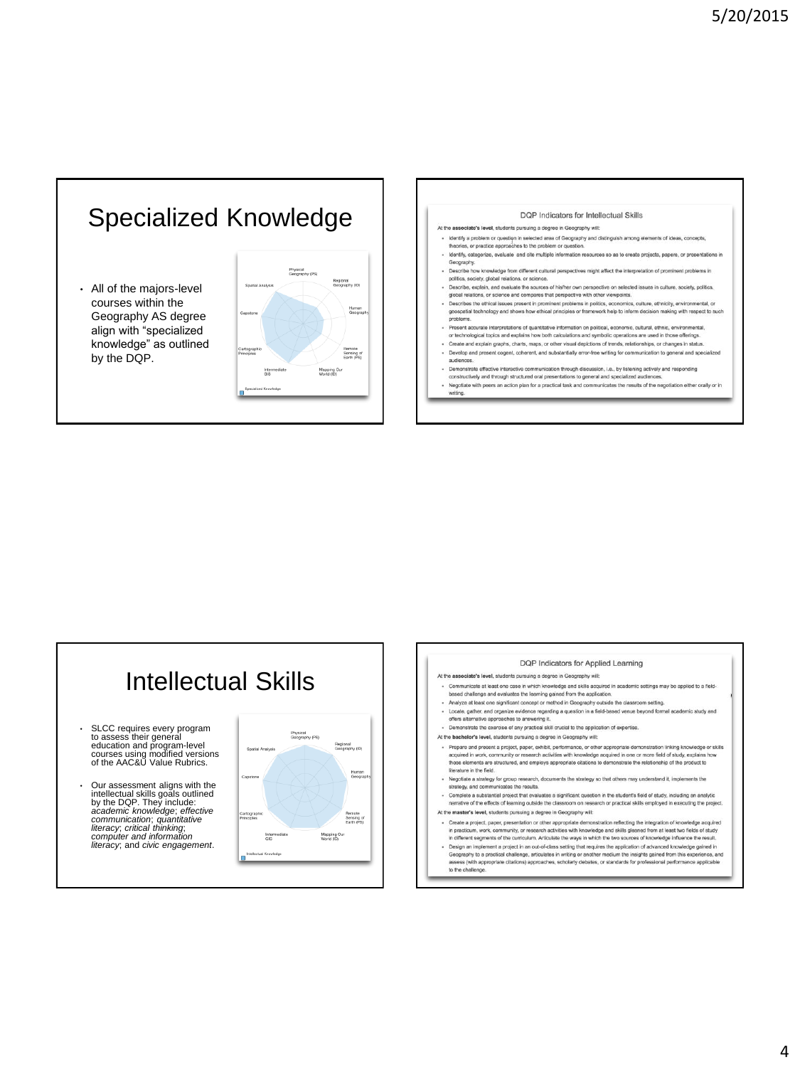# Specialized Knowledge

- All of the majors-level courses within the Geography AS degree align with "specialized knowledge" as outlined by the DQP.

Physical Geography (PS)
Regional Geography (ID)
Human Geography
Remote Sensing of Earth (PS)
Mapping Our World (ID)
Intermediate GIS
Cartographic Principles
Capstone
Spatial Analysis

Specialized Knowledge

## DQP Indicators for Intellectual Skills

At the **associate's level**, students pursuing a degree in Geography will:

- Identify a problem or question in selected area of Geography and distinguish among elements of ideas, concepts, theories, or practice approaches to the problem or question.
- Identify, categorize, evaluate and cite multiple information resources so as to create projects, papers, or presentations in Geography.
- Describe how knowledge from different cultural perspectives might affect the interpretation of prominent problems in politics, society, global relations, or science.
- Describe, explain, and evaluate the sources of his/her own perspective on selected issues in culture, society, politics, global relations, or science and compares that perspective with other viewpoints.
- Describes the ethical issues present in prominent problems in politics, economics, culture, ethnicity, environmental, or geospatial technology and shows how ethical principles or framework help to inform decision making with respect to such problems.
- Present accurate interpretations of quantitative information on political, economic, cultural, ethnic, environmental, or technological topics and explains how both calculations and symbolic operations are used in those offerings.
- Create and explain graphs, charts, maps, or other visual depictions of trends, relationships, or changes in status.
- Develop and present cogent, coherent, and substantially error-free writing for communication to general and specialized audiences.
- Demonstrate effective interactive communication through discussion, i.e., by listening actively and responding constructively and through structured oral presentations to general and specialized audiences.
- Negotiate with peers an action plan for a practical task and communicates the results of the negotiation either orally or in writing.

# Intellectual Skills

- SLCC requires every program to assess their general education and program-level courses using modified versions of the AAC&U Value Rubrics.
- Our assessment aligns with the intellectual skills goals outlined by the DQP. They include: *academic knowledge*; *effective communication*; *quantitative literacy*; *critical thinking*; *computer and information literacy*; and *civic engagement*.

Physical Geography (PS)
Regional Geography (ID)
Human Geography
Remote Sensing of Earth (PS)
Mapping Our World (ID)
Intermediate GIS
Cartographic Principles
Capstone
Spatial Analysis

Intellectual Knowledge

## DQP Indicators for Applied Learning

At the **associate's level**, students pursuing a degree in Geography will:

- Communicate at least one case in which knowledge and skills acquired in academic settings may be applied to a field-based challenge and evaluates the learning gained from the application.
- Analyze at least one significant concept or method in Geography outside the classroom setting.
- Locate, gather, and organize evidence regarding a question in a field-based venue beyond formal academic study and offers alternative approaches to answering it.
- Demonstrate the exercise of any practical skill crucial to the application of expertise.

At the **bachelor's level**, students pursuing a degree in Geography will:

- Prepare and present a project, paper, exhibit, performance, or other appropriate demonstration linking knowledge or skills acquired in work, community or research activities with knowledge acquired in one or more field of study, explains how those elements are structured, and employs appropriate citations to demonstrate the relationship of the product to literature in the field.
- Negotiate a strategy for group research, documents the strategy so that others may understand it, implements the strategy, and communicates the results.
- Complete a substantial project that evaluates a significant question in the student's field of study, including an analytic narrative of the effects of learning outside the classroom on research or practical skills employed in executing the project.

At the **master's level**, students pursuing a degree in Geography will:

- Create a project, paper, presentation or other appropriate demonstration reflecting the integration of knowledge acquired in practicum, work, community, or research activities with knowledge and skills gleaned from at least two fields of study in different segments of the curriculum. Articulate the ways in which the two sources of knowledge influence the result.
- Design an implement a project in an out-of-class setting that requires the application of advanced knowledge gained in Geography to a practical challenge, articulates in writing or another medium the insights gained from this experience, and assess (with appropriate citations) approaches, scholarly debates, or standards for professional performance applicable to the challenge.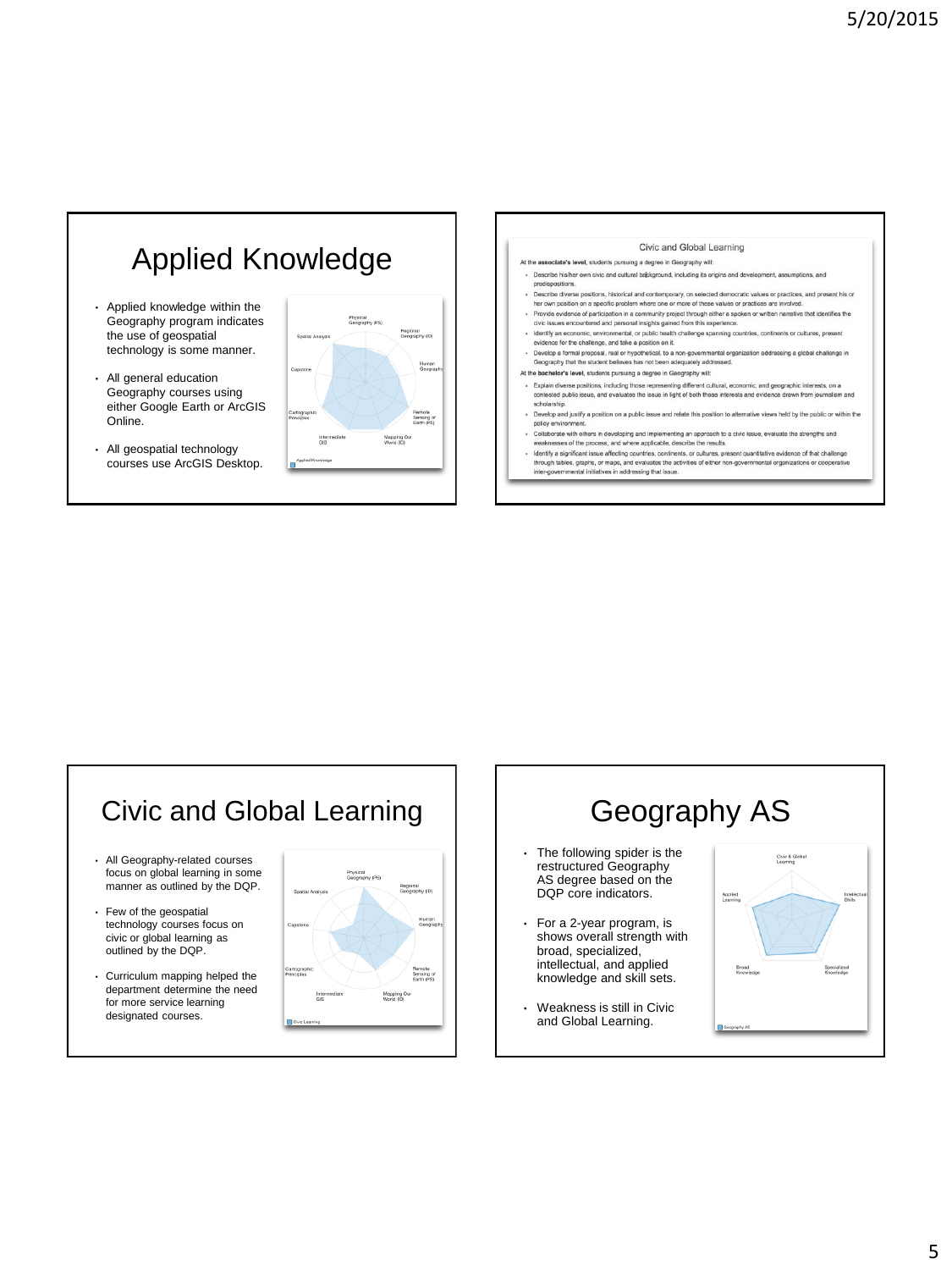# Applied Knowledge

- Applied knowledge within the Geography program indicates the use of geospatial technology is some manner.
- All general education Geography courses using either Google Earth or ArcGIS Online.
- All geospatial technology courses use ArcGIS Desktop.

Civic and Global Learning

At the **associate's level**, students pursuing a degree in Geography will:

- Describe his/her own civic and cultural background, including its origins and development, assumptions, and predispositions.
- Describe diverse positions, historical and contemporary, on selected democratic values or practices, and present his or her own position on a specific problem where one or more of these values or practices are involved.
- Provide evidence of participation in a community project through either a spoken or written narrative that identifies the civic issues encountered and personal insights gained from this experience.
- Identify an economic, environmental, or public health challenge spanning countries, continents or cultures, present evidence for the challenge, and take a position on it.
- Develop a formal proposal, real or hypothetical, to a non-governmental organization addressing a global challenge in Geography that the student believes has not been adequately addressed.

At the **bachelor's level**, students pursuing a degree in Geography will:

- Explain diverse positions, including those representing different cultural, economic, and geographic interests, on a contested public issue, and evaluates the issue in light of both those interests and evidence drawn from journalism and scholarship.
- Develop and justify a position on a public issue and relate this position to alternative views held by the public or within the policy environment.
- Collaborate with others in developing and implementing an approach to a civic issue, evaluate the strengths and weaknesses of the process, and where applicable, describe the results.
- Identify a significant issue affecting countries, continents, or cultures, present quantitative evidence of that challenge through tables, graphs, or maps, and evaluates the activities of either non-governmental organizations or cooperative inter-governmental initiatives in addressing that issue.

# Civic and Global Learning

- All Geography-related courses focus on global learning in some manner as outlined by the DQP.
- Few of the geospatial technology courses focus on civic or global learning as outlined by the DQP.
- Curriculum mapping helped the department determine the need for more service learning designated courses.

# Geography AS

- The following spider is the restructured Geography AS degree based on the DQP core indicators.
- For a 2-year program, is shows overall strength with broad, specialized, intellectual, and applied knowledge and skill sets.
- Weakness is still in Civic and Global Learning.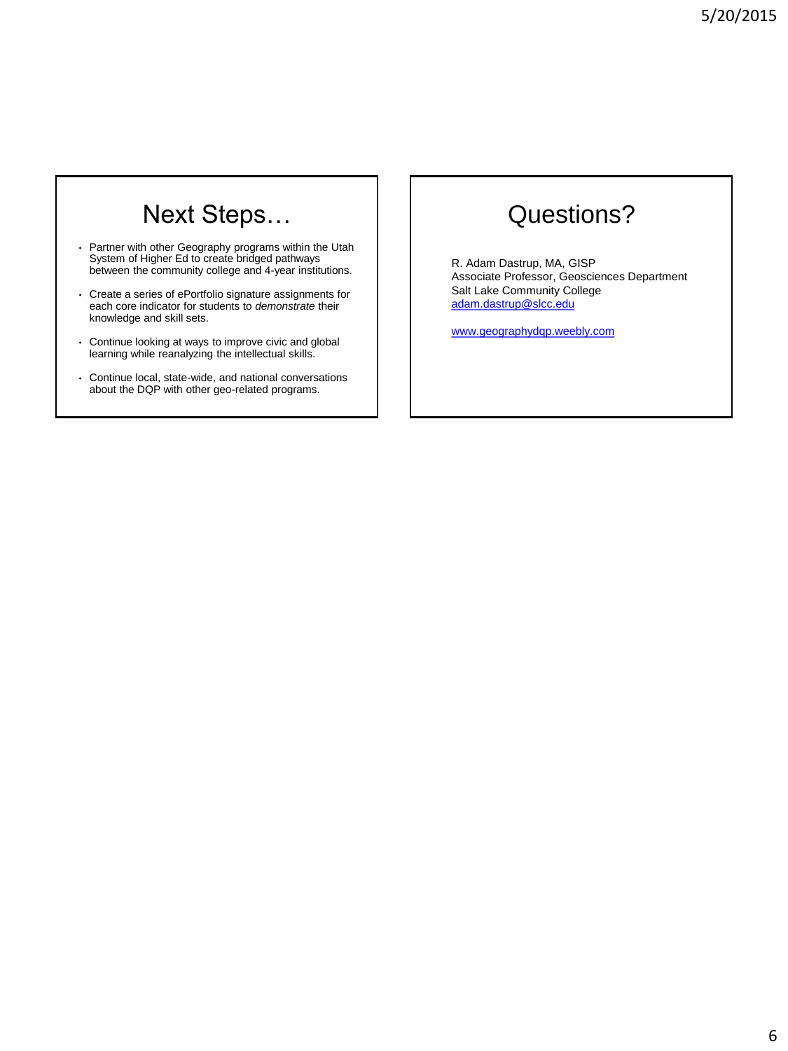# Next Steps…

- Partner with other Geography programs within the Utah System of Higher Ed to create bridged pathways between the community college and 4-year institutions.
- Create a series of ePortfolio signature assignments for each core indicator for students to *demonstrate* their knowledge and skill sets.
- Continue looking at ways to improve civic and global learning while reanalyzing the intellectual skills.
- Continue local, state-wide, and national conversations about the DQP with other geo-related programs.

# Questions?

R. Adam Dastrup, MA, GISP
Associate Professor, Geosciences Department
Salt Lake Community College
adam.dastrup@slcc.edu

www.geographydqp.weebly.com